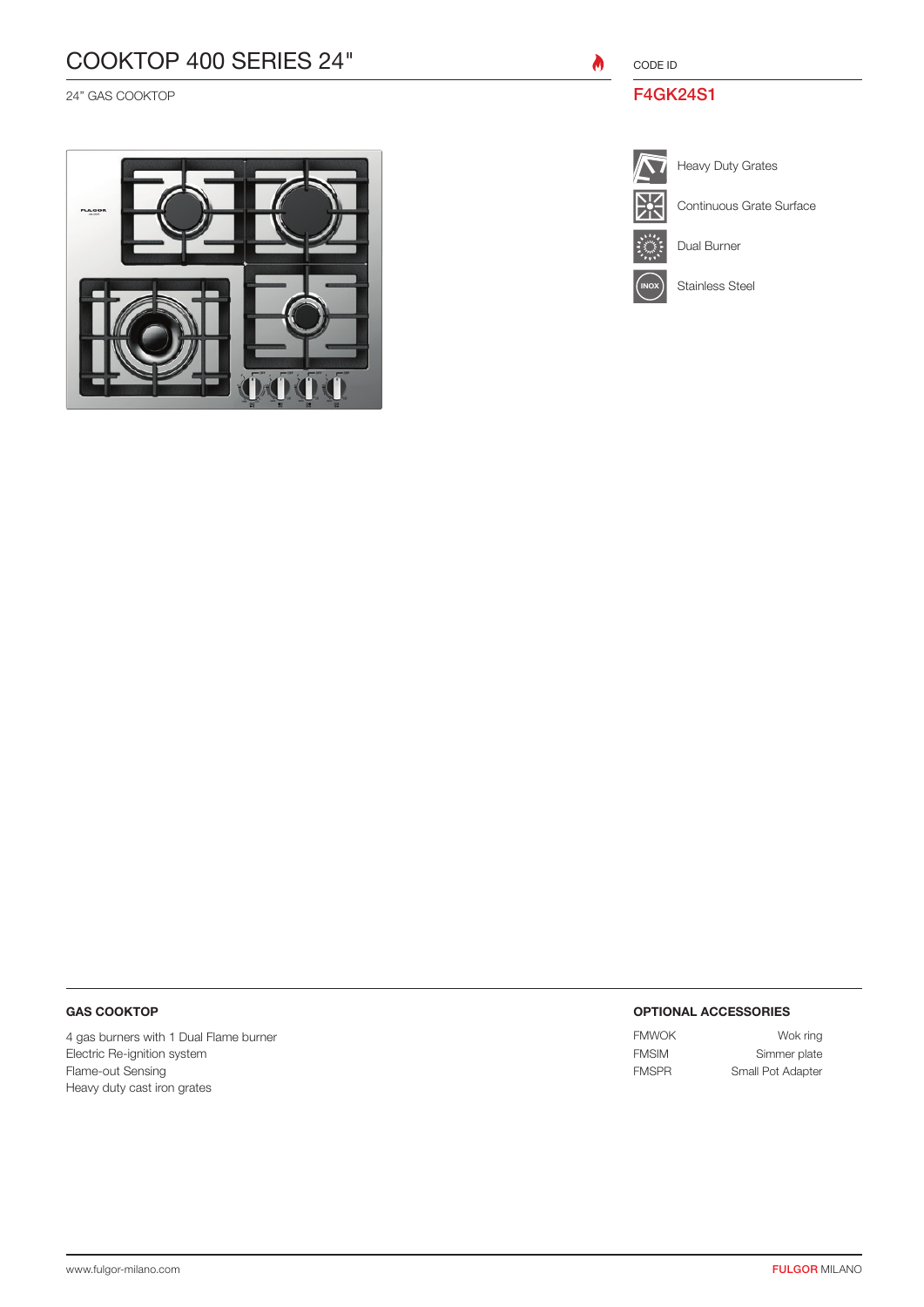# COOKTOP 400 SERIES 24"

24" GAS COOKTOP

CODE ID

## F4GK24S1

- Heavy Duty Grates
- Continuous Grate Surface
- Dual Burner
- Stainless Steel

### GAS COOKTOP

4 gas burners with 1 Dual Flame burner
Electric Re-ignition system
Flame-out Sensing
Heavy duty cast iron grates

### OPTIONAL ACCESSORIES

| | |
|---|---|
| FMWOK | Wok ring |
| FMSIM | Simmer plate |
| FMSPR | Small Pot Adapter |

www.fulgor-milano.com

FULGOR MILANO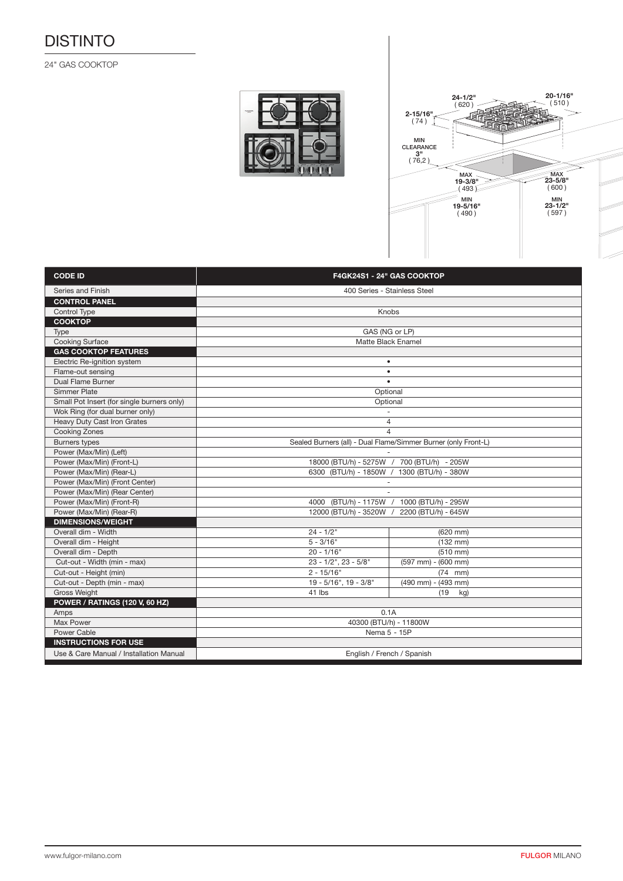# DISTINTO

24" GAS COOKTOP

24-1/2"
( 620 )

20-1/16"
( 510 )

2-15/16"
( 74 )

MIN
CLEARANCE
3"
( 76,2 )

MAX
19-3/8"
( 493 )

MIN
19-5/16"
( 490 )

MAX
23-5/8"
( 600 )

MIN
23-1/2"
( 597 )

| CODE ID | F4GK24S1 - 24" GAS COOKTOP | |
|---|---|---|
| Series and Finish | 400 Series - Stainless Steel | |
| **CONTROL PANEL** | | |
| Control Type | Knobs | |
| **COOKTOP** | | |
| Type | GAS (NG or LP) | |
| Cooking Surface | Matte Black Enamel | |
| **GAS COOKTOP FEATURES** | | |
| Electric Re-ignition system | • | |
| Flame-out sensing | • | |
| Dual Flame Burner | • | |
| Simmer Plate | Optional | |
| Small Pot Insert (for single burners only) | Optional | |
| Wok Ring (for dual burner only) | - | |
| Heavy Duty Cast Iron Grates | 4 | |
| Cooking Zones | 4 | |
| Burners types | Sealed Burners (all) - Dual Flame/Simmer Burner (only Front-L) | |
| Power (Max/Min) (Left) | - | |
| Power (Max/Min) (Front-L) | 18000 (BTU/h) - 5275W / 700 (BTU/h) - 205W | |
| Power (Max/Min) (Rear-L) | 6300 (BTU/h) - 1850W / 1300 (BTU/h) - 380W | |
| Power (Max/Min) (Front Center) | - | |
| Power (Max/Min) (Rear Center) | - | |
| Power (Max/Min) (Front-R) | 4000 (BTU/h) - 1175W / 1000 (BTU/h) - 295W | |
| Power (Max/Min) (Rear-R) | 12000 (BTU/h) - 3520W / 2200 (BTU/h) - 645W | |
| **DIMENSIONS/WEIGHT** | | |
| Overall dim - Width | 24 - 1/2" | (620 mm) |
| Overall dim - Height | 5 - 3/16" | (132 mm) |
| Overall dim - Depth | 20 - 1/16" | (510 mm) |
| Cut-out - Width (min - max) | 23 - 1/2", 23 - 5/8" | (597 mm) - (600 mm) |
| Cut-out - Height (min) | 2 - 15/16" | (74 mm) |
| Cut-out - Depth (min - max) | 19 - 5/16", 19 - 3/8" | (490 mm) - (493 mm) |
| Gross Weight | 41 lbs | (19 kg) |
| **POWER / RATINGS (120 V, 60 HZ)** | | |
| Amps | 0.1A | |
| Max Power | 40300 (BTU/h) - 11800W | |
| Power Cable | Nema 5 - 15P | |
| **INSTRUCTIONS FOR USE** | | |
| Use & Care Manual / Installation Manual | English / French / Spanish | |

www.fulgor-milano.com

FULGOR MILANO